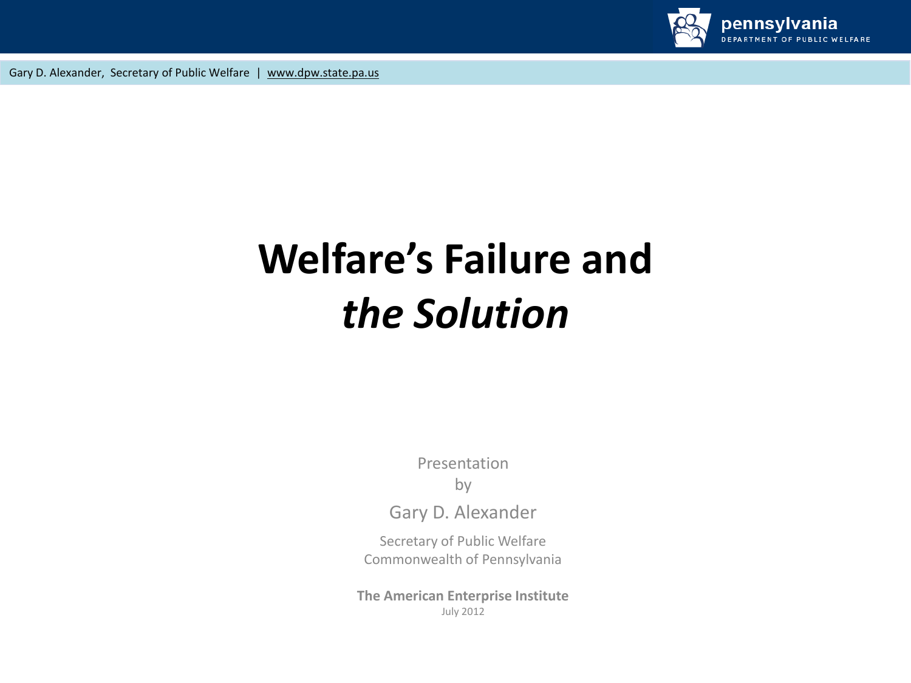# Welfare's Failure and *the Solution*

Presentation
by

Gary D. Alexander

Secretary of Public Welfare
Commonwealth of Pennsylvania

**The American Enterprise Institute**
July 2012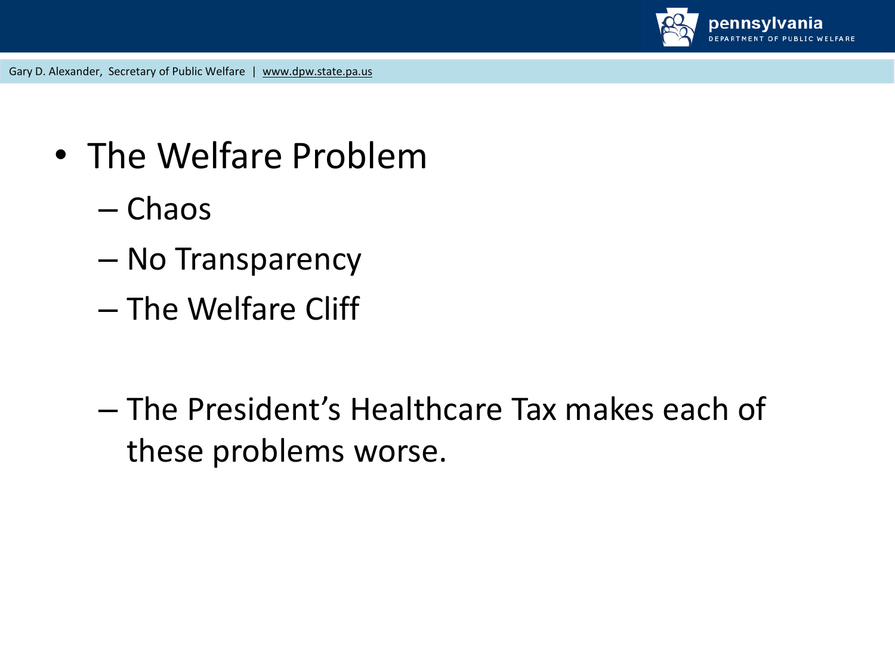- The Welfare Problem
  - Chaos
  - No Transparency
  - The Welfare Cliff

  - The President’s Healthcare Tax makes each of these problems worse.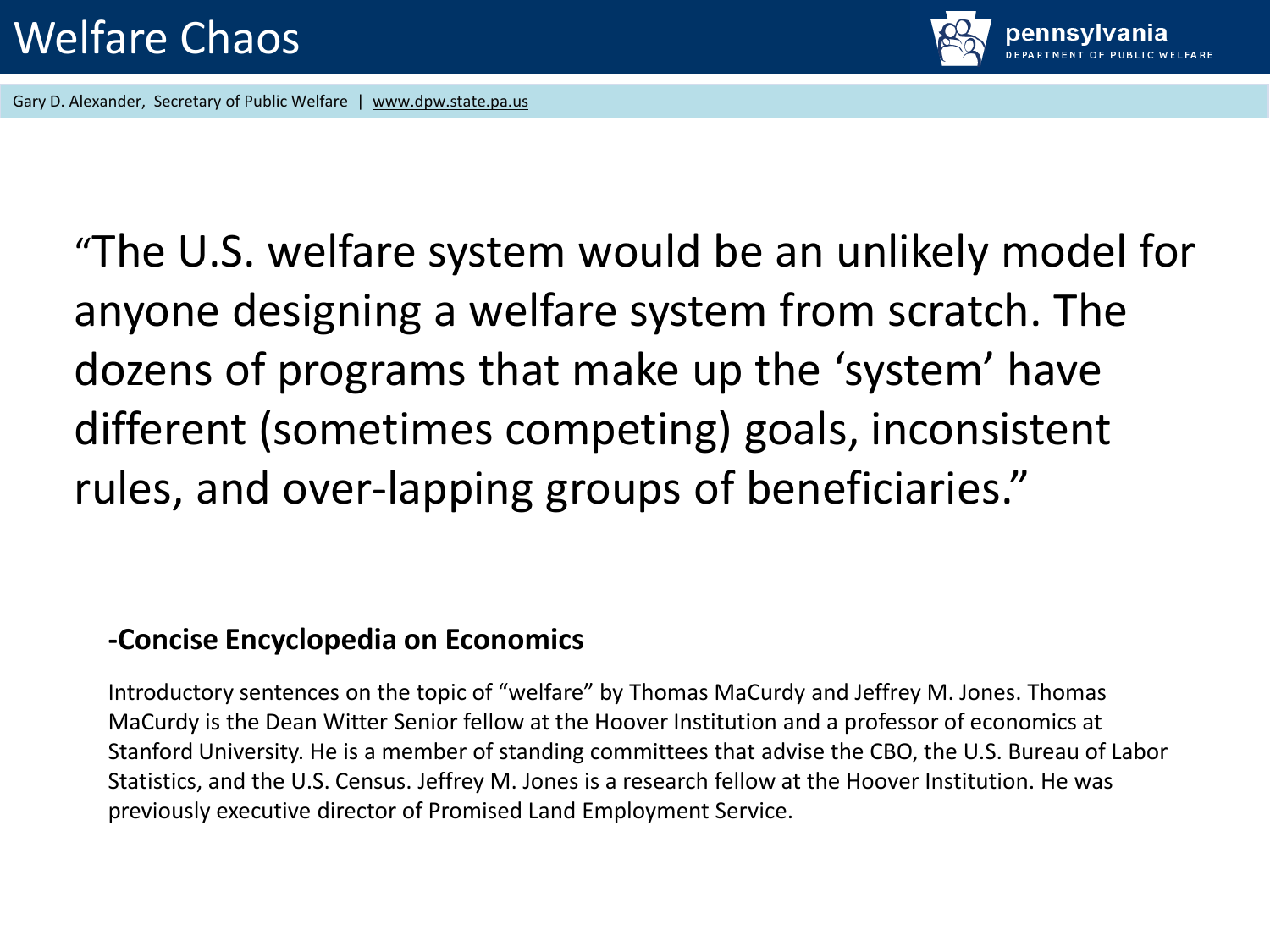# Welfare Chaos

Gary D. Alexander, Secretary of Public Welfare | www.dpw.state.pa.us

"The U.S. welfare system would be an unlikely model for anyone designing a welfare system from scratch. The dozens of programs that make up the 'system' have different (sometimes competing) goals, inconsistent rules, and over-lapping groups of beneficiaries."

**-Concise Encyclopedia on Economics**

Introductory sentences on the topic of "welfare" by Thomas MaCurdy and Jeffrey M. Jones. Thomas MaCurdy is the Dean Witter Senior fellow at the Hoover Institution and a professor of economics at Stanford University. He is a member of standing committees that advise the CBO, the U.S. Bureau of Labor Statistics, and the U.S. Census. Jeffrey M. Jones is a research fellow at the Hoover Institution. He was previously executive director of Promised Land Employment Service.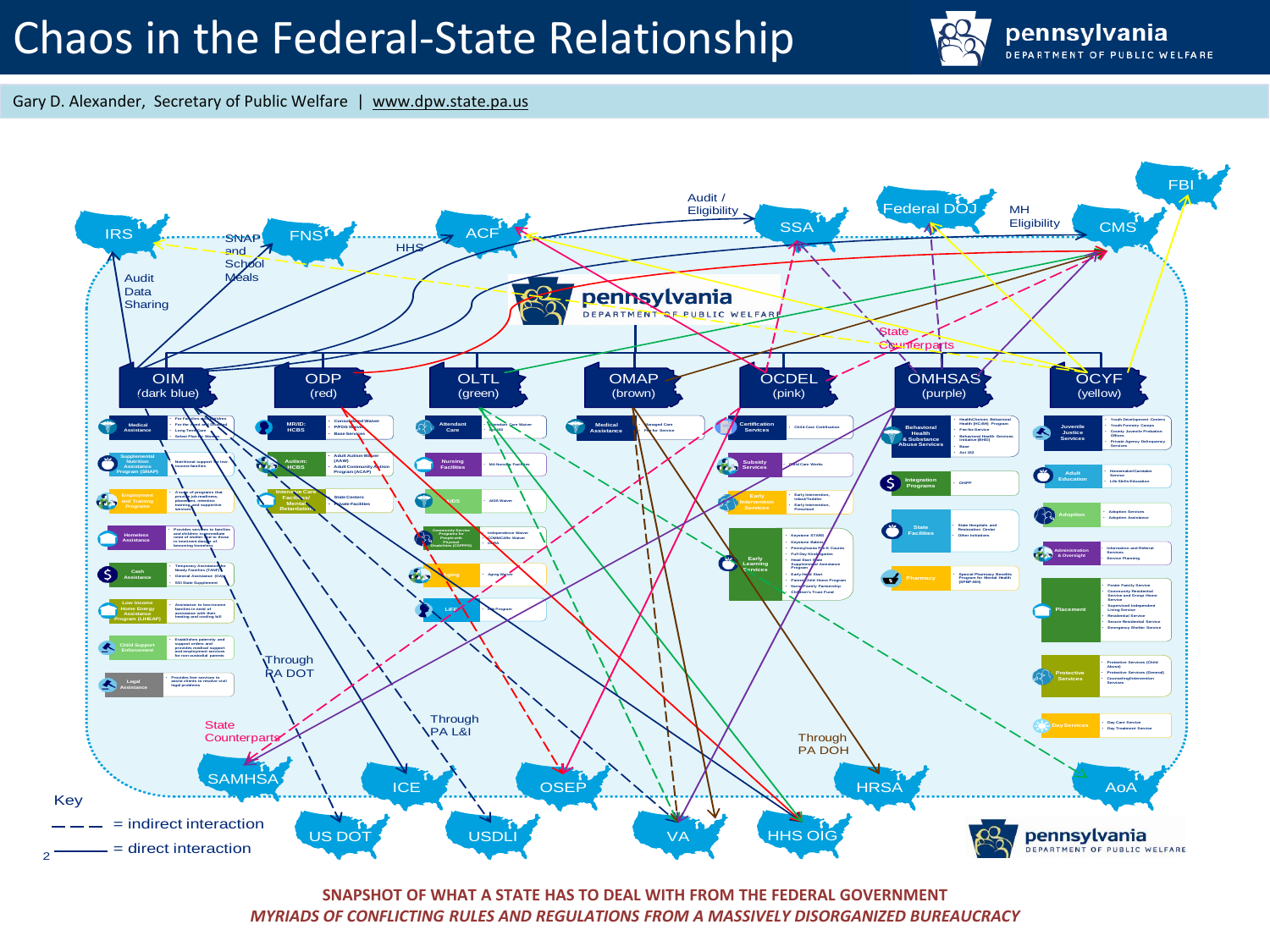# Chaos in the Federal-State Relationship

Gary D. Alexander, Secretary of Public Welfare | www.dpw.state.pa.us

IRS · FNS · ACF · SSA · Federal DOJ · CMS · FBI

Audit Data Sharing · SNAP and School Meals · HHS · Audit / Eligibility · MH Eligibility · State Counterparts

OIM (dark blue) · ODP (red) · OLTL (green) · OMAP (brown) · OCDEL (pink) · OMHSAS (purple) · OCYF (yellow)

Through PA DOT · Through PA L&I · Through PA DOH · State Counterparts

SAMHSA · ICE · OSEP · HRSA · AoA · US DOT · USDLI · VA · HHS OIG

Key

- – – – = indirect interaction
- ——— = direct interaction

**SNAPSHOT OF WHAT A STATE HAS TO DEAL WITH FROM THE FEDERAL GOVERNMENT**

***MYRIADS OF CONFLICTING RULES AND REGULATIONS FROM A MASSIVELY DISORGANIZED BUREAUCRACY***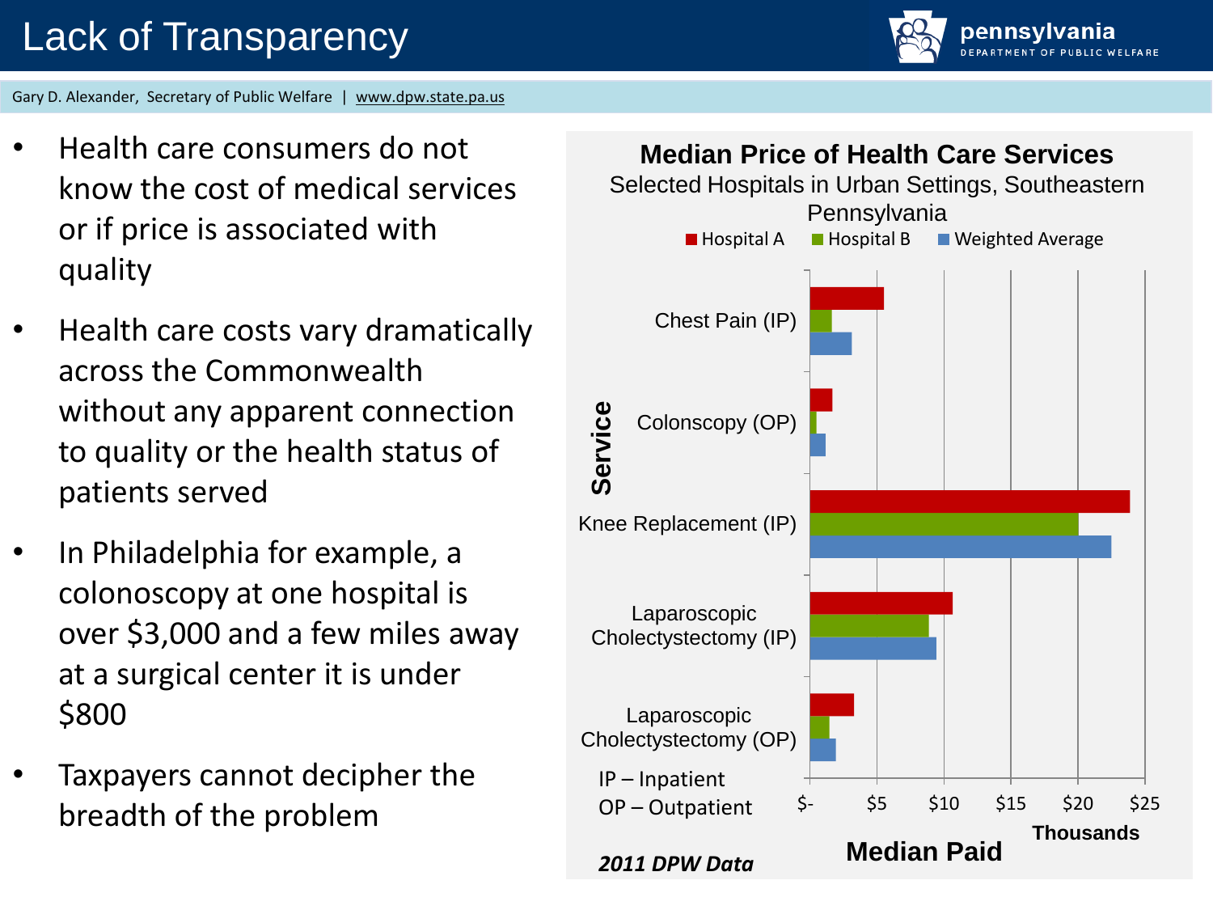# Lack of Transparency

Gary D. Alexander, Secretary of Public Welfare | www.dpw.state.pa.us

- Health care consumers do not know the cost of medical services or if price is associated with quality
- Health care costs vary dramatically across the Commonwealth without any apparent connection to quality or the health status of patients served
- In Philadelphia for example, a colonoscopy at one hospital is over $3,000 and a few miles away at a surgical center it is under $800
- Taxpayers cannot decipher the breadth of the problem

**Median Price of Health Care Services**

Selected Hospitals in Urban Settings, Southeastern Pennsylvania

Legend: Hospital A, Hospital B, Weighted Average

Service (vertical axis): Chest Pain (IP); Colonscopy (OP); Knee Replacement (IP); Laparoscopic Cholectystectomy (IP); Laparoscopic Cholectystectomy (OP)

Median Paid (horizontal axis, Thousands): $-, $5, $10, $15, $20, $25

IP – Inpatient
OP – Outpatient

*2011 DPW Data*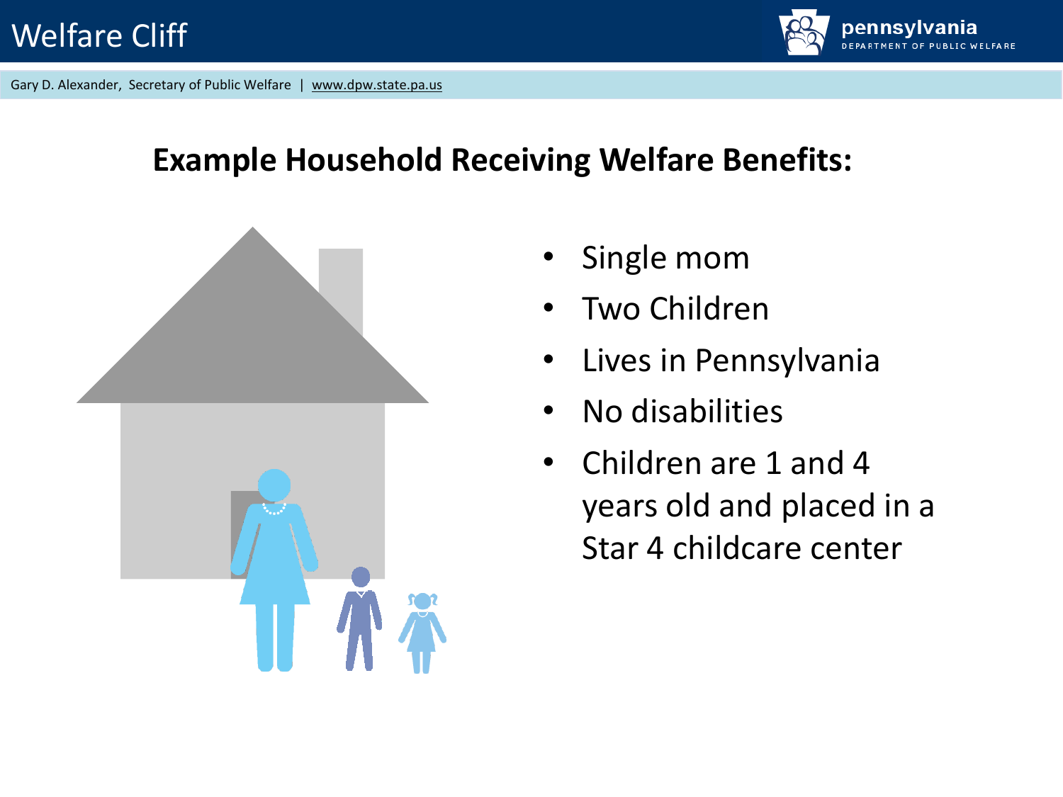# Welfare Cliff

Gary D. Alexander, Secretary of Public Welfare | www.dpw.state.pa.us

## Example Household Receiving Welfare Benefits:

- Single mom
- Two Children
- Lives in Pennsylvania
- No disabilities
- Children are 1 and 4 years old and placed in a Star 4 childcare center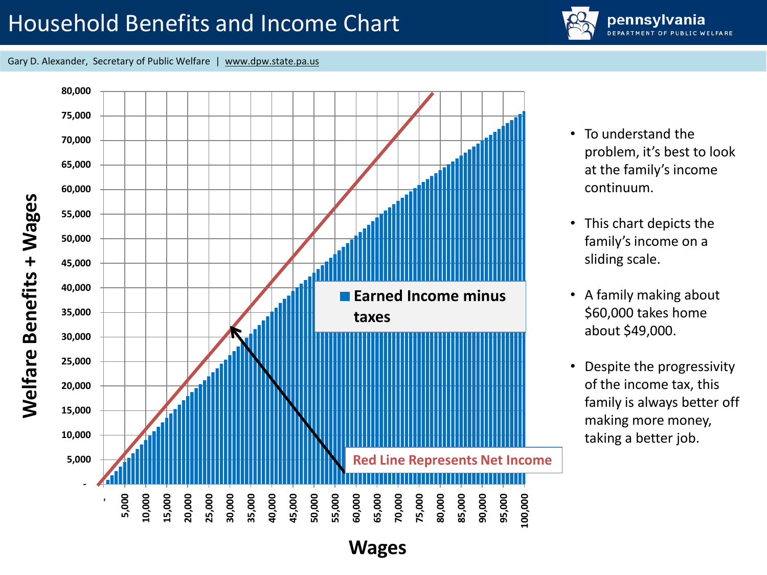# Household Benefits and Income Chart

Gary D. Alexander, Secretary of Public Welfare | www.dpw.state.pa.us

- To understand the problem, it's best to look at the family's income continuum.
- This chart depicts the family's income on a sliding scale.
- A family making about $60,000 takes home about $49,000.
- Despite the progressivity of the income tax, this family is always better off making more money, taking a better job.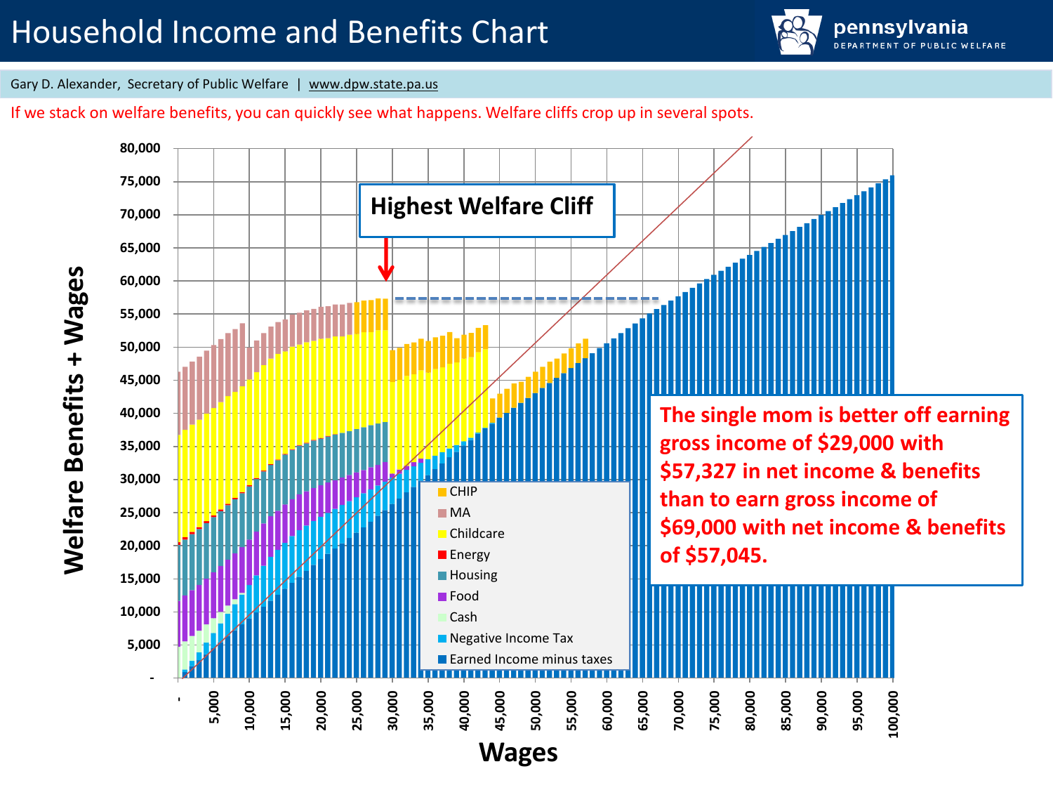# Household Income and Benefits Chart

Gary D. Alexander, Secretary of Public Welfare | www.dpw.state.pa.us

If we stack on welfare benefits, you can quickly see what happens. Welfare cliffs crop up in several spots.

**Highest Welfare Cliff**

**The single mom is better off earning gross income of $29,000 with $57,327 in net income & benefits than to earn gross income of $69,000 with net income & benefits of $57,045.**

Welfare Benefits + Wages

Wages

- CHIP
- MA
- Childcare
- Energy
- Housing
- Food
- Cash
- Negative Income Tax
- Earned Income minus taxes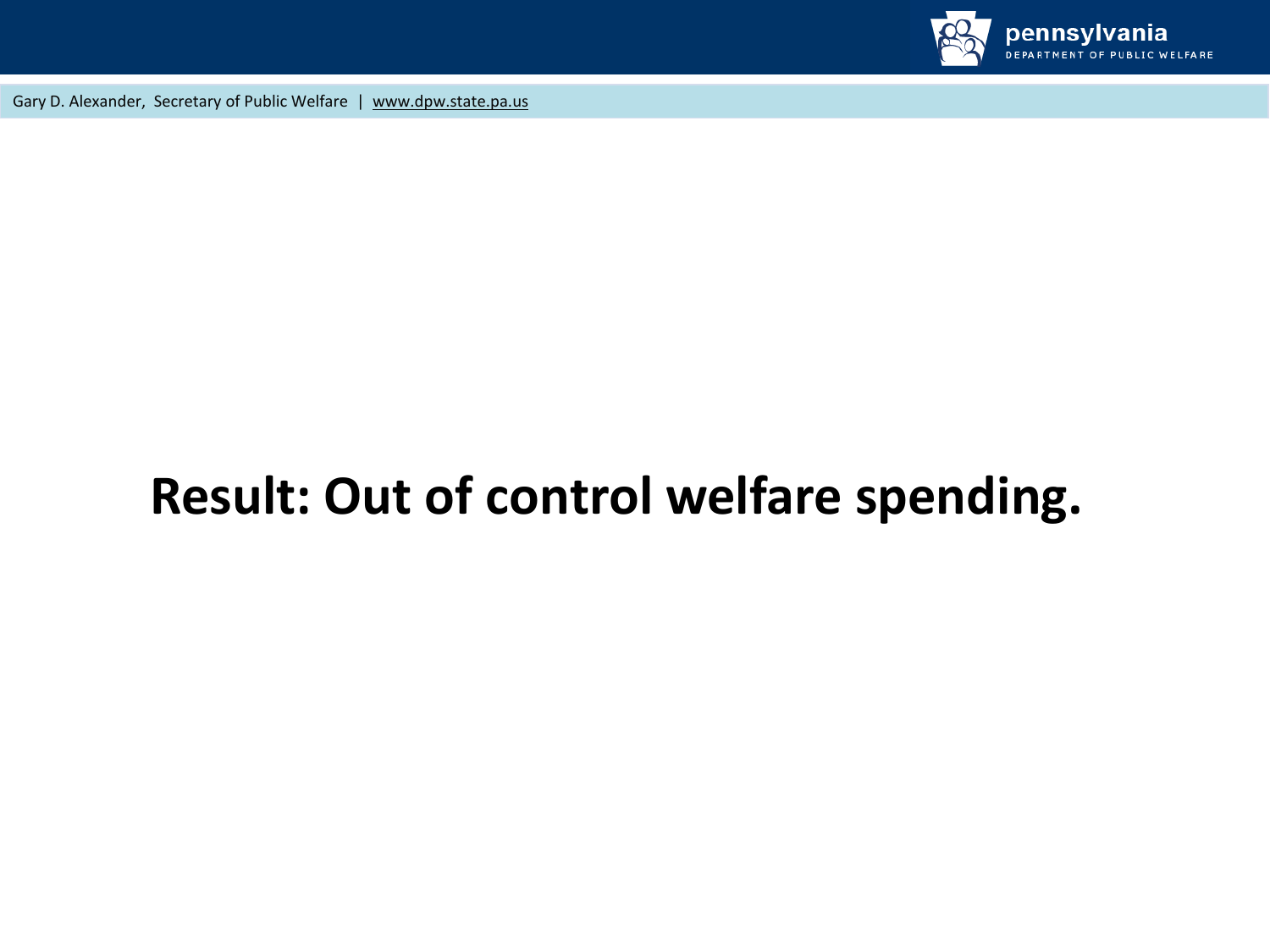# Result: Out of control welfare spending.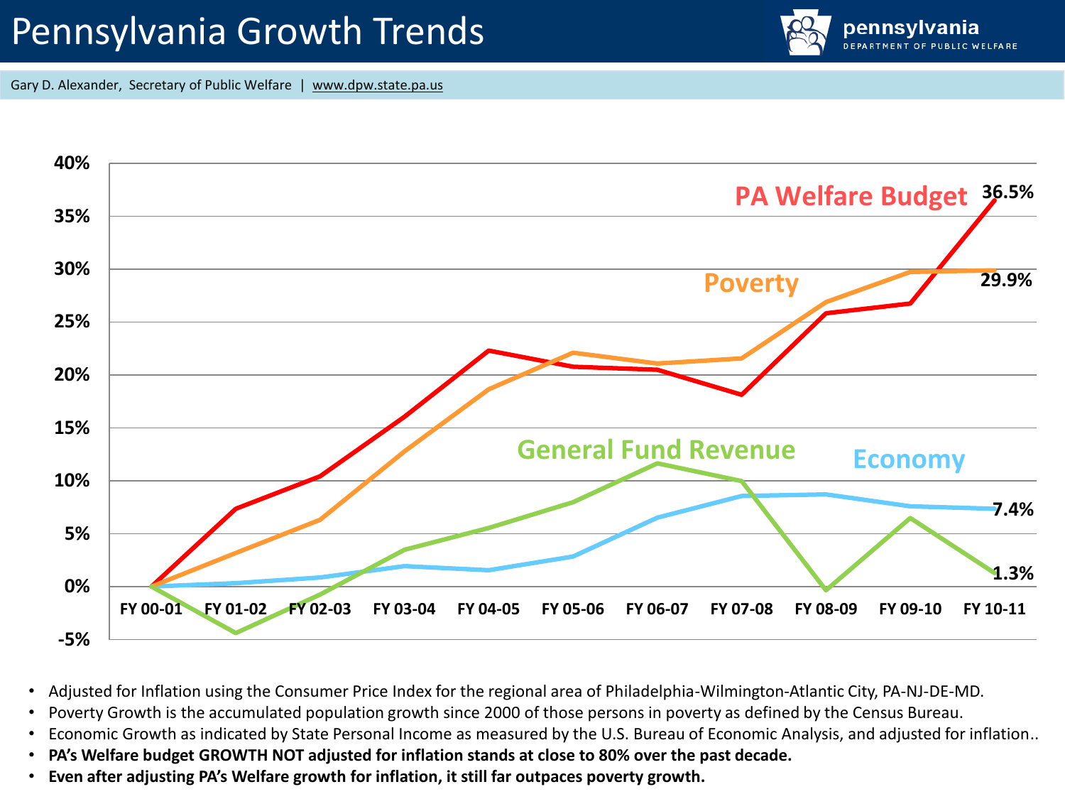# Pennsylvania Growth Trends

Gary D. Alexander, Secretary of Public Welfare | www.dpw.state.pa.us

PA Welfare Budget 36.5%

Poverty 29.9%

General Fund Revenue 1.3%

Economy 7.4%

FY 00-01, FY 01-02, FY 02-03, FY 03-04, FY 04-05, FY 05-06, FY 06-07, FY 07-08, FY 08-09, FY 09-10, FY 10-11

- Adjusted for Inflation using the Consumer Price Index for the regional area of Philadelphia-Wilmington-Atlantic City, PA-NJ-DE-MD.
- Poverty Growth is the accumulated population growth since 2000 of those persons in poverty as defined by the Census Bureau.
- Economic Growth as indicated by State Personal Income as measured by the U.S. Bureau of Economic Analysis, and adjusted for inflation..
- **PA's Welfare budget GROWTH NOT adjusted for inflation stands at close to 80% over the past decade.**
- **Even after adjusting PA's Welfare growth for inflation, it still far outpaces poverty growth.**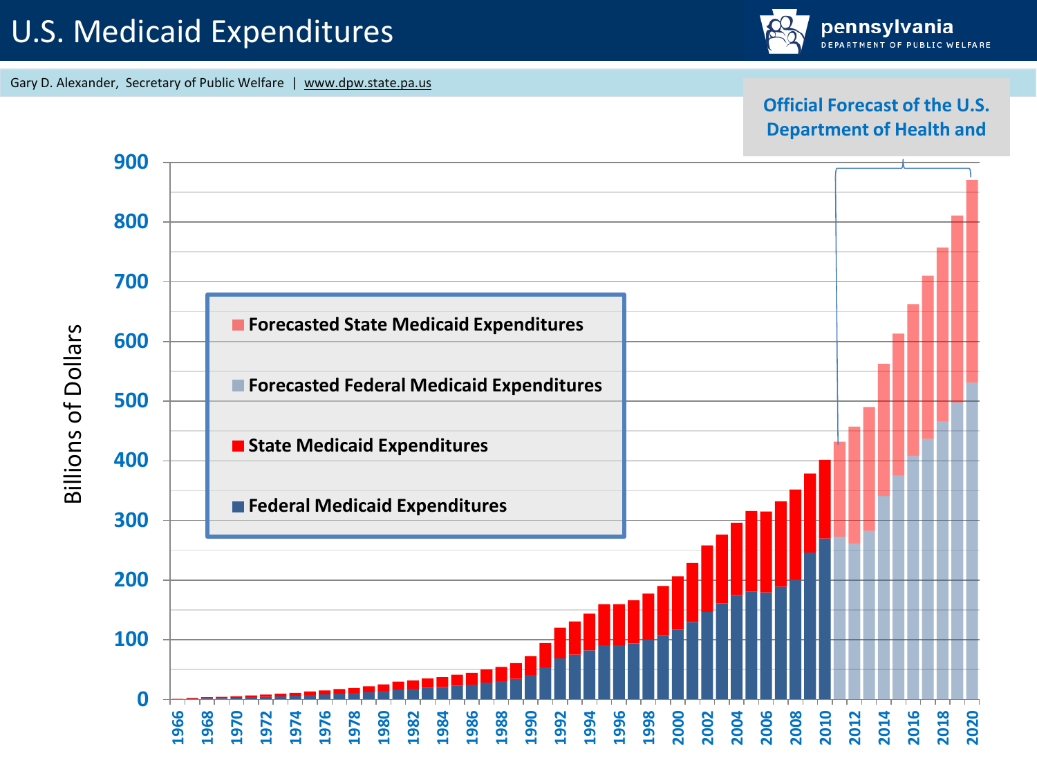# U.S. Medicaid Expenditures

pennsylvania
DEPARTMENT OF PUBLIC WELFARE

Gary D. Alexander, Secretary of Public Welfare | www.dpw.state.pa.us

Official Forecast of the U.S. Department of Health and

Billions of Dollars

- Forecasted State Medicaid Expenditures
- Forecasted Federal Medicaid Expenditures
- State Medicaid Expenditures
- Federal Medicaid Expenditures

0, 100, 200, 300, 400, 500, 600, 700, 800, 900

1966, 1968, 1970, 1972, 1974, 1976, 1978, 1980, 1982, 1984, 1986, 1988, 1990, 1992, 1994, 1996, 1998, 2000, 2002, 2004, 2006, 2008, 2010, 2012, 2014, 2016, 2018, 2020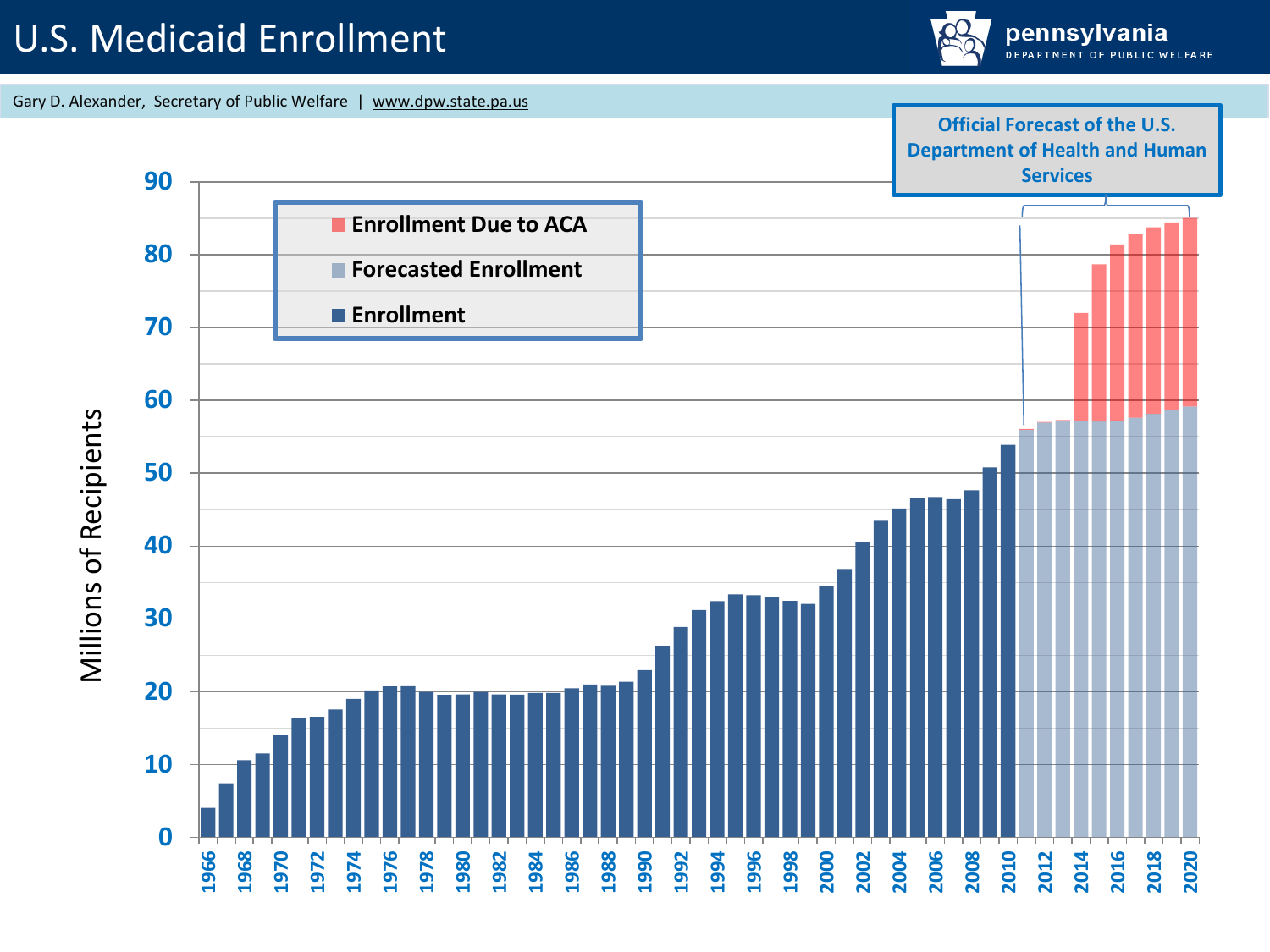# U.S. Medicaid Enrollment

Gary D. Alexander, Secretary of Public Welfare | www.dpw.state.pa.us

**Official Forecast of the U.S. Department of Health and Human Services**

- Enrollment Due to ACA
- Forecasted Enrollment
- Enrollment

Millions of Recipients

90, 80, 70, 60, 50, 40, 30, 20, 10, 0

1966, 1968, 1970, 1972, 1974, 1976, 1978, 1980, 1982, 1984, 1986, 1988, 1990, 1992, 1994, 1996, 1998, 2000, 2002, 2004, 2006, 2008, 2010, 2012, 2014, 2016, 2018, 2020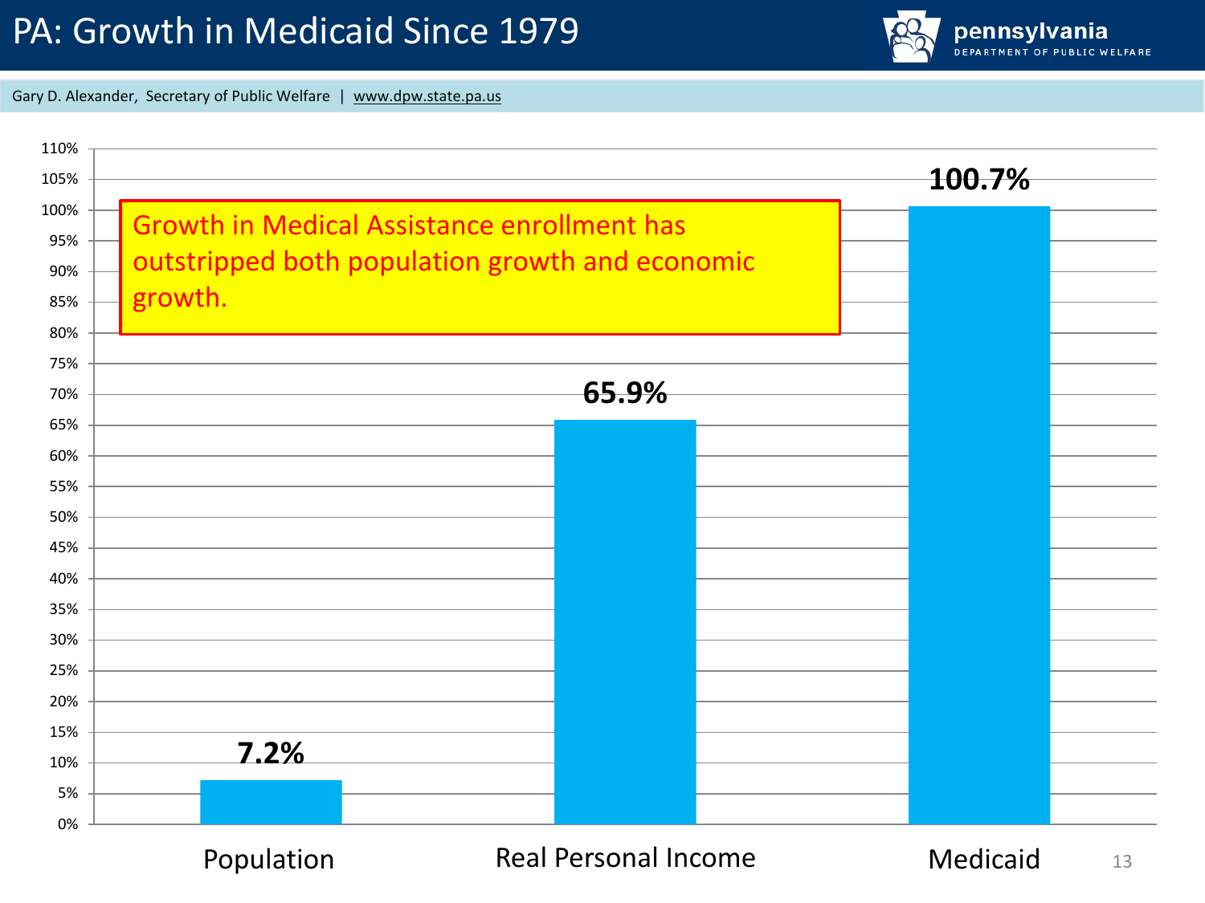# PA: Growth in Medicaid Since 1979

Gary D. Alexander, Secretary of Public Welfare | www.dpw.state.pa.us

Growth in Medical Assistance enrollment has outstripped both population growth and economic growth.

| Category | Growth |
| --- | --- |
| Population | 7.2% |
| Real Personal Income | 65.9% |
| Medicaid | 100.7% |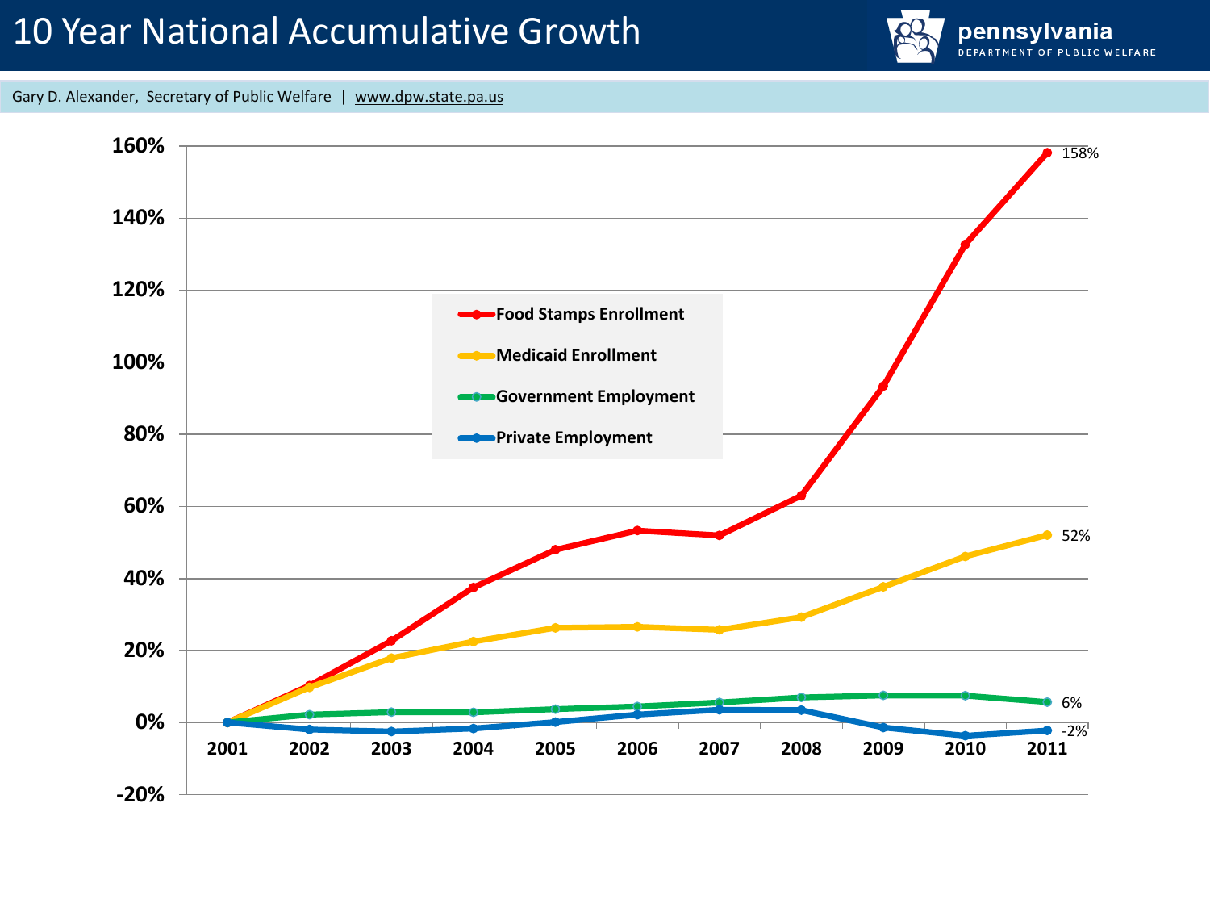# 10 Year National Accumulative Growth

Gary D. Alexander, Secretary of Public Welfare | www.dpw.state.pa.us

- Food Stamps Enrollment
- Medicaid Enrollment
- Government Employment
- Private Employment

| Year | Food Stamps Enrollment | Medicaid Enrollment | Government Employment | Private Employment |
|---|---|---|---|---|
| 2001 | | | | |
| 2002 | | | | |
| 2003 | | | | |
| 2004 | | | | |
| 2005 | | | | |
| 2006 | | | | |
| 2007 | | | | |
| 2008 | | | | |
| 2009 | | | | |
| 2010 | | | | |
| 2011 | 158% | 52% | 6% | -2% |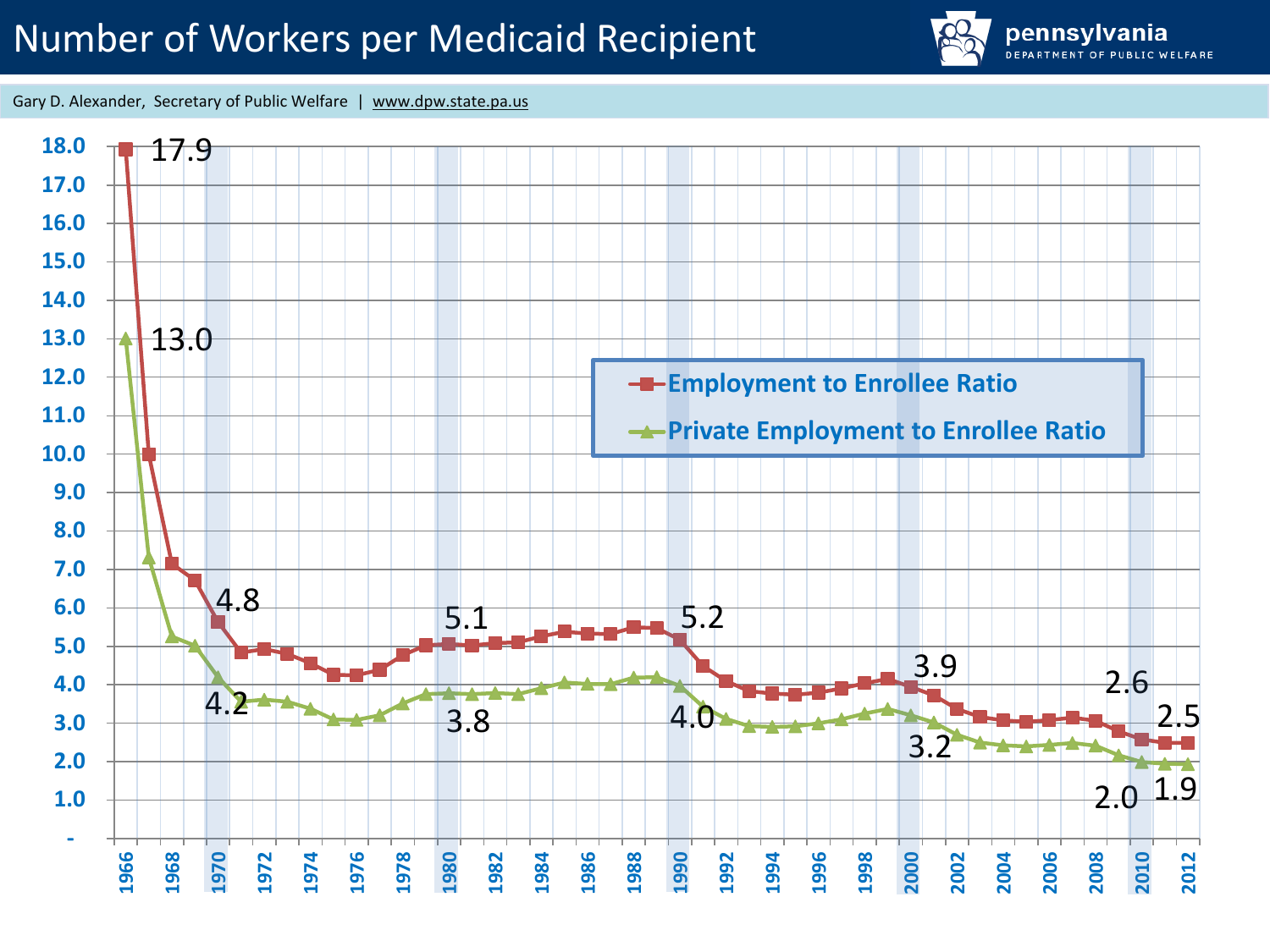# Number of Workers per Medicaid Recipient

pennsylvania DEPARTMENT OF PUBLIC WELFARE

Gary D. Alexander, Secretary of Public Welfare | www.dpw.state.pa.us

Legend:
- Employment to Enrollee Ratio
- Private Employment to Enrollee Ratio

Labeled values:

| Year | Employment to Enrollee Ratio | Private Employment to Enrollee Ratio |
|---|---|---|
| 1966 | 17.9 | 13.0 |
| 1970 | 4.8 | 4.2 |
| 1980 | 5.1 | 3.8 |
| 1990 | 5.2 | 4.0 |
| 2000 | 3.9 | 3.2 |
| 2010 | 2.6 | 2.0 |
| 2012 | 2.5 | 1.9 |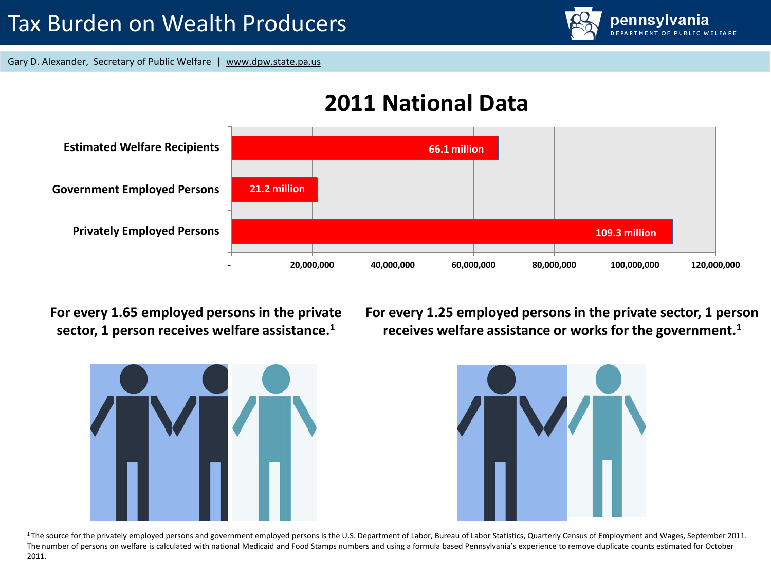# Tax Burden on Wealth Producers

Gary D. Alexander, Secretary of Public Welfare | www.dpw.state.pa.us

## 2011 National Data

| Category | Count |
|---|---|
| Estimated Welfare Recipients | 66.1 million |
| Government Employed Persons | 21.2 million |
| Privately Employed Persons | 109.3 million |

**For every 1.65 employed persons in the private sector, 1 person receives welfare assistance.[1]**

**For every 1.25 employed persons in the private sector, 1 person receives welfare assistance or works for the government.[1]**

[1] The source for the privately employed persons and government employed persons is the U.S. Department of Labor, Bureau of Labor Statistics, Quarterly Census of Employment and Wages, September 2011. The number of persons on welfare is calculated with national Medicaid and Food Stamps numbers and using a formula based Pennsylvania's experience to remove duplicate counts estimated for October 2011.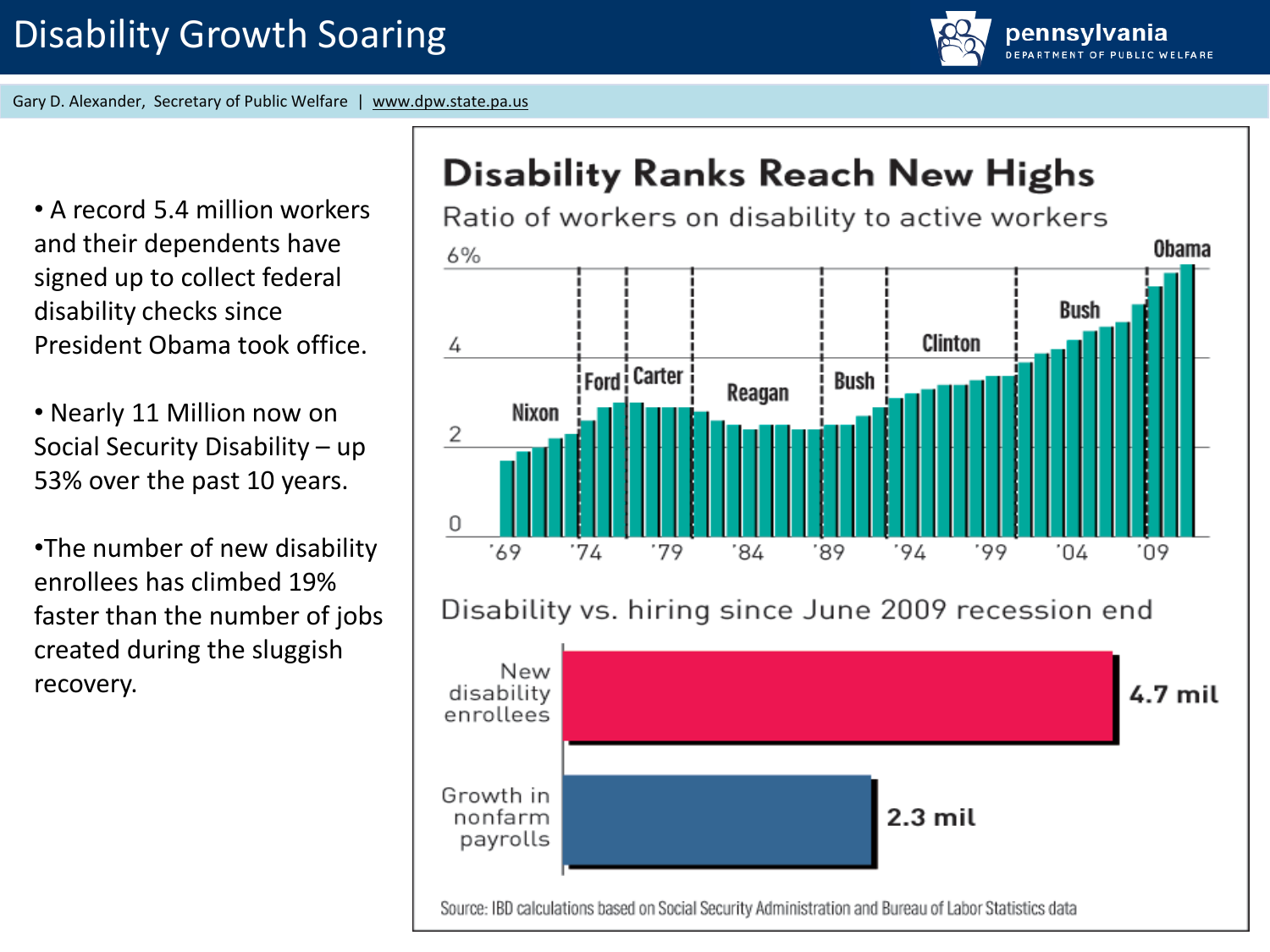# Disability Growth Soaring

Gary D. Alexander, Secretary of Public Welfare | www.dpw.state.pa.us

- A record 5.4 million workers and their dependents have signed up to collect federal disability checks since President Obama took office.
- Nearly 11 Million now on Social Security Disability – up 53% over the past 10 years.
- The number of new disability enrollees has climbed 19% faster than the number of jobs created during the sluggish recovery.

## Disability Ranks Reach New Highs

Ratio of workers on disability to active workers

Nixon | Ford | Carter | Reagan | Bush | Clinton | Bush | Obama

6% | 4 | 2 | 0

'69 '74 '79 '84 '89 '94 '99 '04 '09

Disability vs. hiring since June 2009 recession end

| | |
|---|---|
| New disability enrollees | 4.7 mil |
| Growth in nonfarm payrolls | 2.3 mil |

Source: IBD calculations based on Social Security Administration and Bureau of Labor Statistics data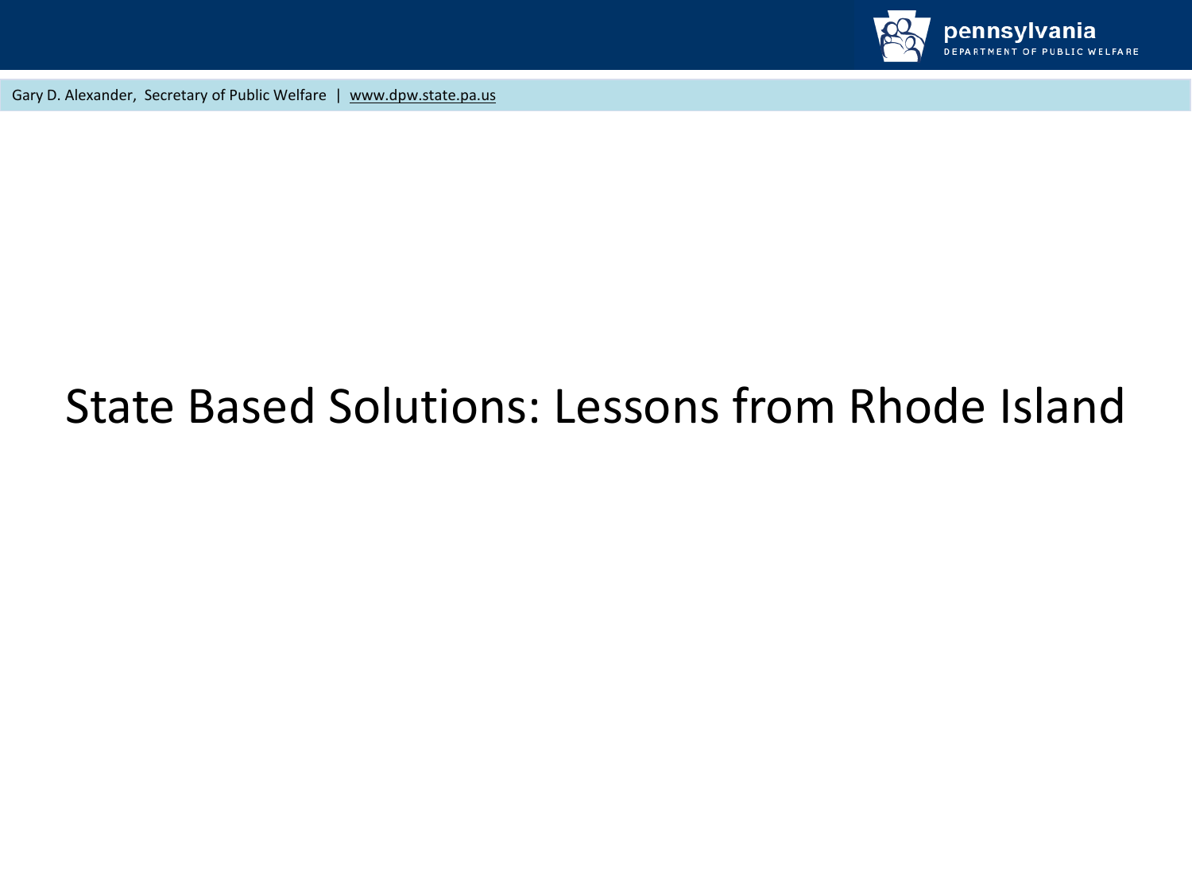# State Based Solutions: Lessons from Rhode Island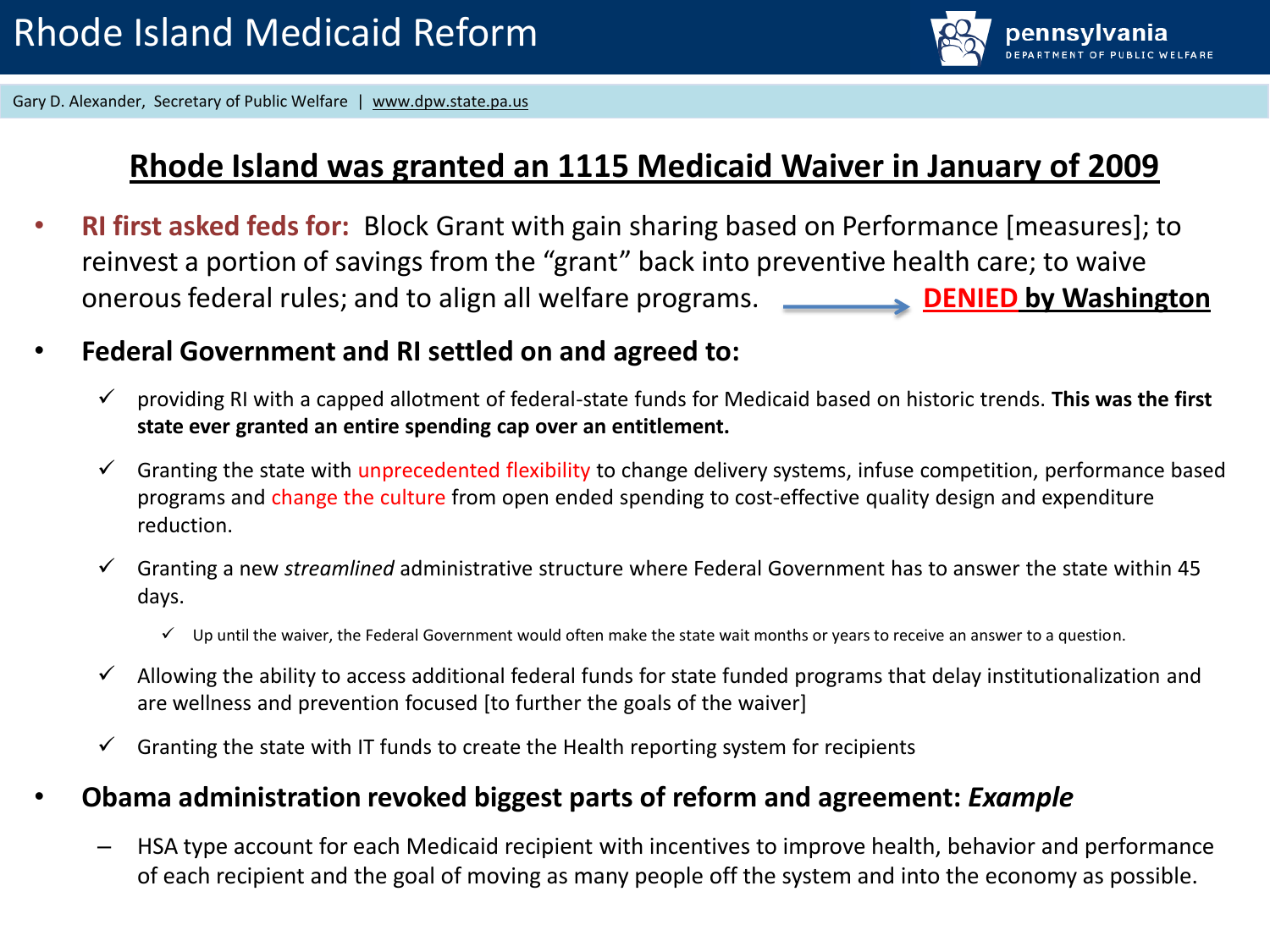# Rhode Island Medicaid Reform

Gary D. Alexander, Secretary of Public Welfare | www.dpw.state.pa.us

## Rhode Island was granted an 1115 Medicaid Waiver in January of 2009

- **RI first asked feds for:** Block Grant with gain sharing based on Performance [measures]; to reinvest a portion of savings from the "grant" back into preventive health care; to waive onerous federal rules; and to align all welfare programs. → **DENIED by Washington**
- **Federal Government and RI settled on and agreed to:**
  - ✓ providing RI with a capped allotment of federal-state funds for Medicaid based on historic trends. **This was the first state ever granted an entire spending cap over an entitlement.**
  - ✓ Granting the state with unprecedented flexibility to change delivery systems, infuse competition, performance based programs and change the culture from open ended spending to cost-effective quality design and expenditure reduction.
  - ✓ Granting a new *streamlined* administrative structure where Federal Government has to answer the state within 45 days.
    - ✓ Up until the waiver, the Federal Government would often make the state wait months or years to receive an answer to a question.
  - ✓ Allowing the ability to access additional federal funds for state funded programs that delay institutionalization and are wellness and prevention focused [to further the goals of the waiver]
  - ✓ Granting the state with IT funds to create the Health reporting system for recipients
- **Obama administration revoked biggest parts of reform and agreement: *Example***
  - HSA type account for each Medicaid recipient with incentives to improve health, behavior and performance of each recipient and the goal of moving as many people off the system and into the economy as possible.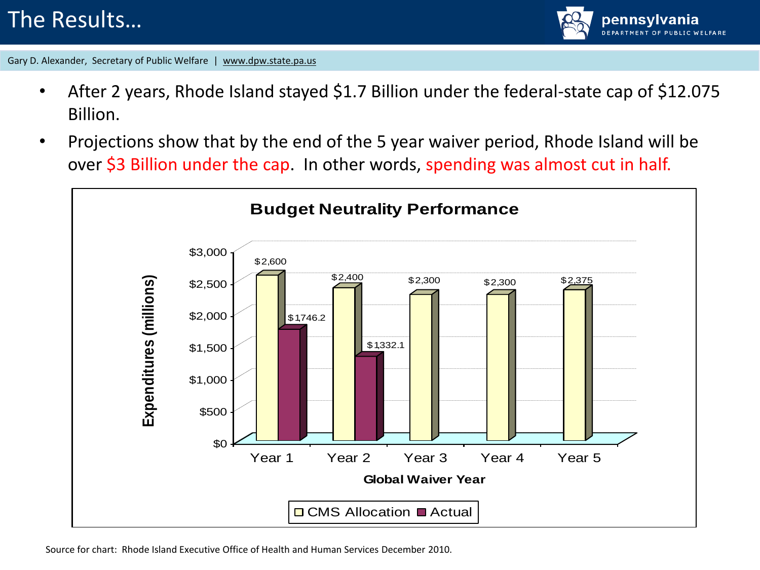# The Results…

- After 2 years, Rhode Island stayed $1.7 Billion under the federal-state cap of $12.075 Billion.
- Projections show that by the end of the 5 year waiver period, Rhode Island will be over $3 Billion under the cap. In other words, spending was almost cut in half.

**Budget Neutrality Performance**

Expenditures (millions)

| Global Waiver Year | CMS Allocation | Actual |
|---|---|---|
| Year 1 | $2,600 | $1,746.2 |
| Year 2 | $2,400 | $1,332.1 |
| Year 3 | $2,300 | |
| Year 4 | $2,300 | |
| Year 5 | $2,375 | |

Source for chart: Rhode Island Executive Office of Health and Human Services December 2010.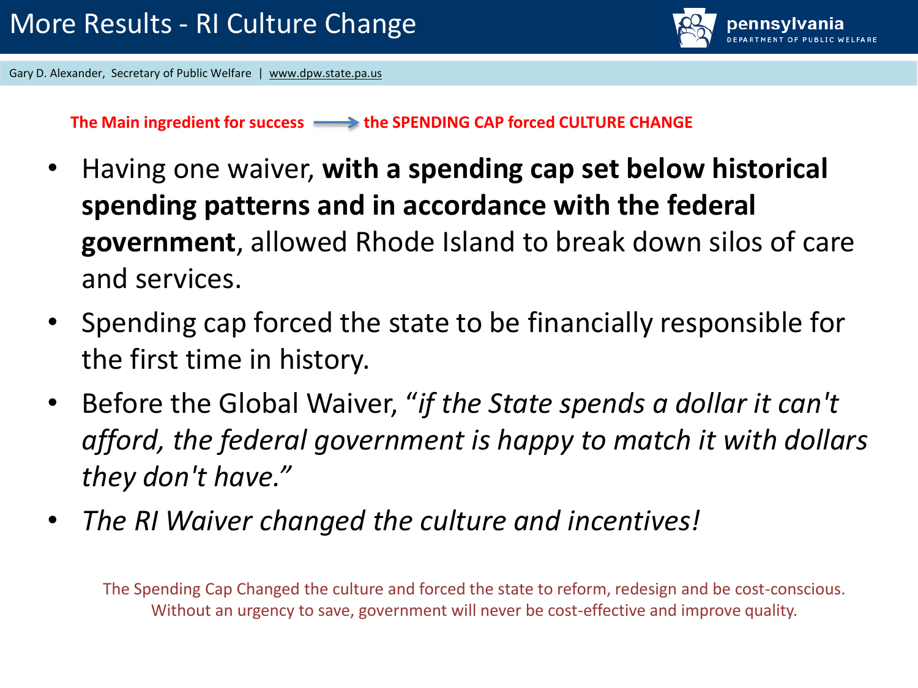# More Results - RI Culture Change

Gary D. Alexander, Secretary of Public Welfare | www.dpw.state.pa.us

**The Main ingredient for success → the SPENDING CAP forced CULTURE CHANGE**

- Having one waiver, **with a spending cap set below historical spending patterns and in accordance with the federal government**, allowed Rhode Island to break down silos of care and services.
- Spending cap forced the state to be financially responsible for the first time in history.
- Before the Global Waiver, *"if the State spends a dollar it can't afford, the federal government is happy to match it with dollars they don't have."*
- *The RI Waiver changed the culture and incentives!*

The Spending Cap Changed the culture and forced the state to reform, redesign and be cost-conscious. Without an urgency to save, government will never be cost-effective and improve quality.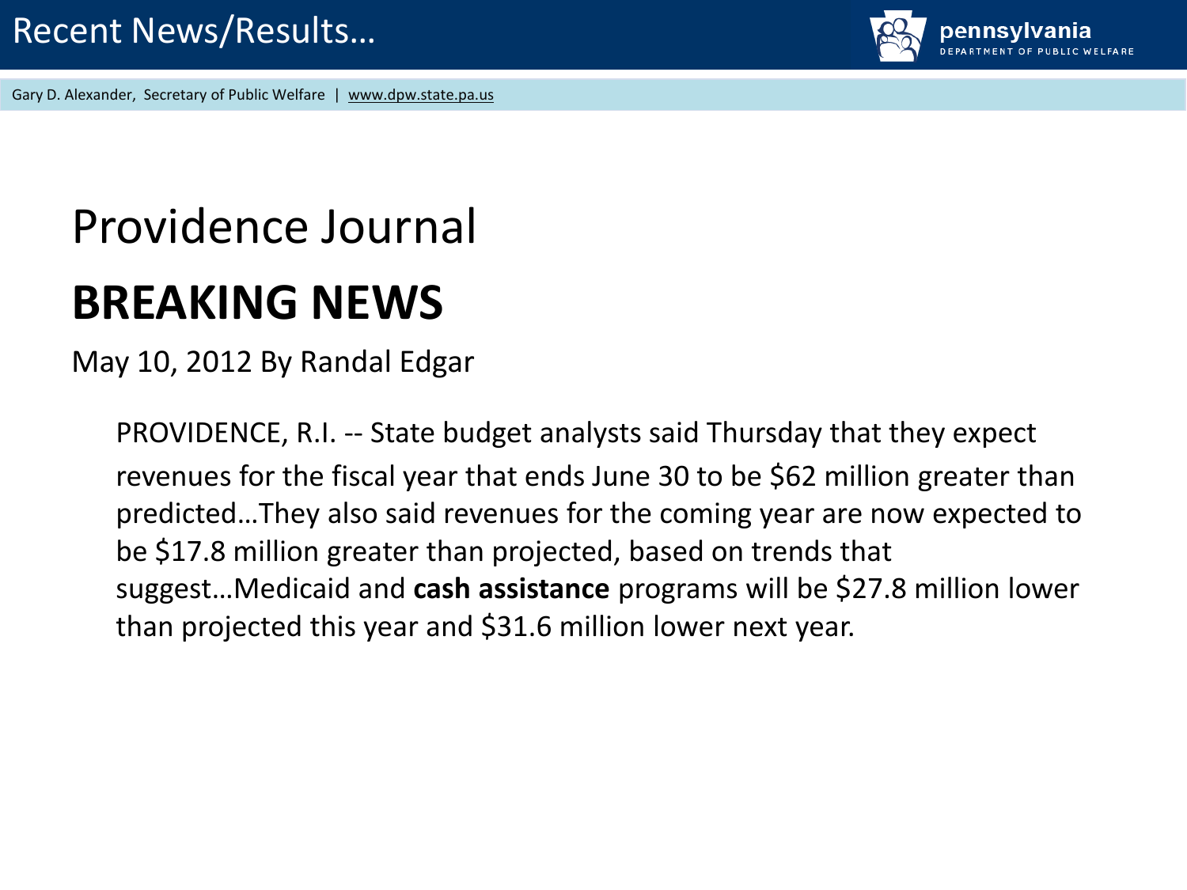# Recent News/Results…

## Providence Journal

## BREAKING NEWS

May 10, 2012 By Randal Edgar

PROVIDENCE, R.I. -- State budget analysts said Thursday that they expect revenues for the fiscal year that ends June 30 to be $62 million greater than predicted…They also said revenues for the coming year are now expected to be $17.8 million greater than projected, based on trends that suggest…Medicaid and **cash assistance** programs will be $27.8 million lower than projected this year and $31.6 million lower next year.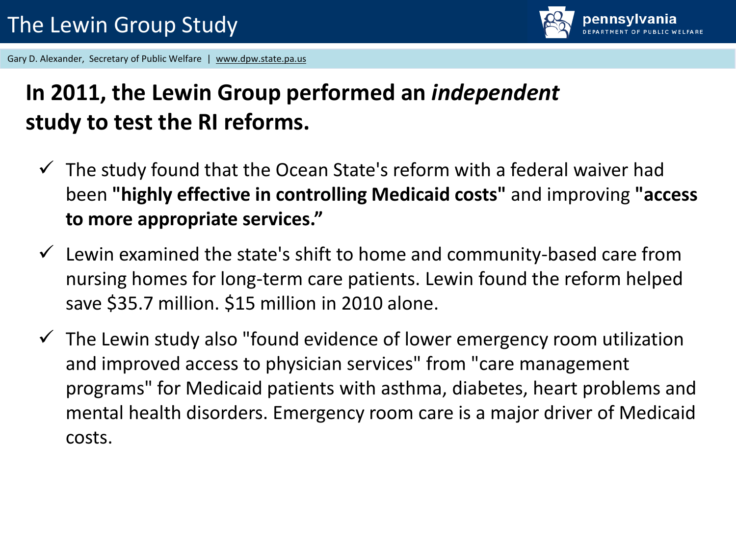# The Lewin Group Study

**In 2011, the Lewin Group performed an *independent* study to test the RI reforms.**

- ✓ The study found that the Ocean State's reform with a federal waiver had been **"highly effective in controlling Medicaid costs"** and improving **"access to more appropriate services."**
- ✓ Lewin examined the state's shift to home and community-based care from nursing homes for long-term care patients. Lewin found the reform helped save $35.7 million. $15 million in 2010 alone.
- ✓ The Lewin study also "found evidence of lower emergency room utilization and improved access to physician services" from "care management programs" for Medicaid patients with asthma, diabetes, heart problems and mental health disorders. Emergency room care is a major driver of Medicaid costs.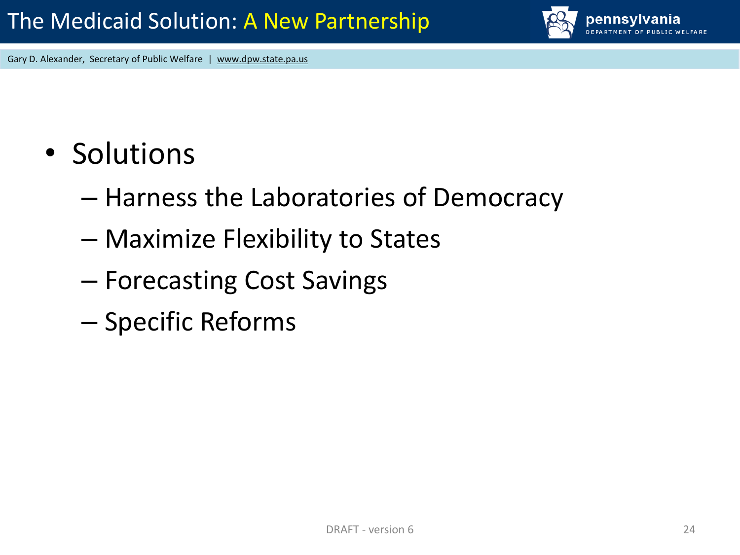# The Medicaid Solution: A New Partnership

- Solutions
  - Harness the Laboratories of Democracy
  - Maximize Flexibility to States
  - Forecasting Cost Savings
  - Specific Reforms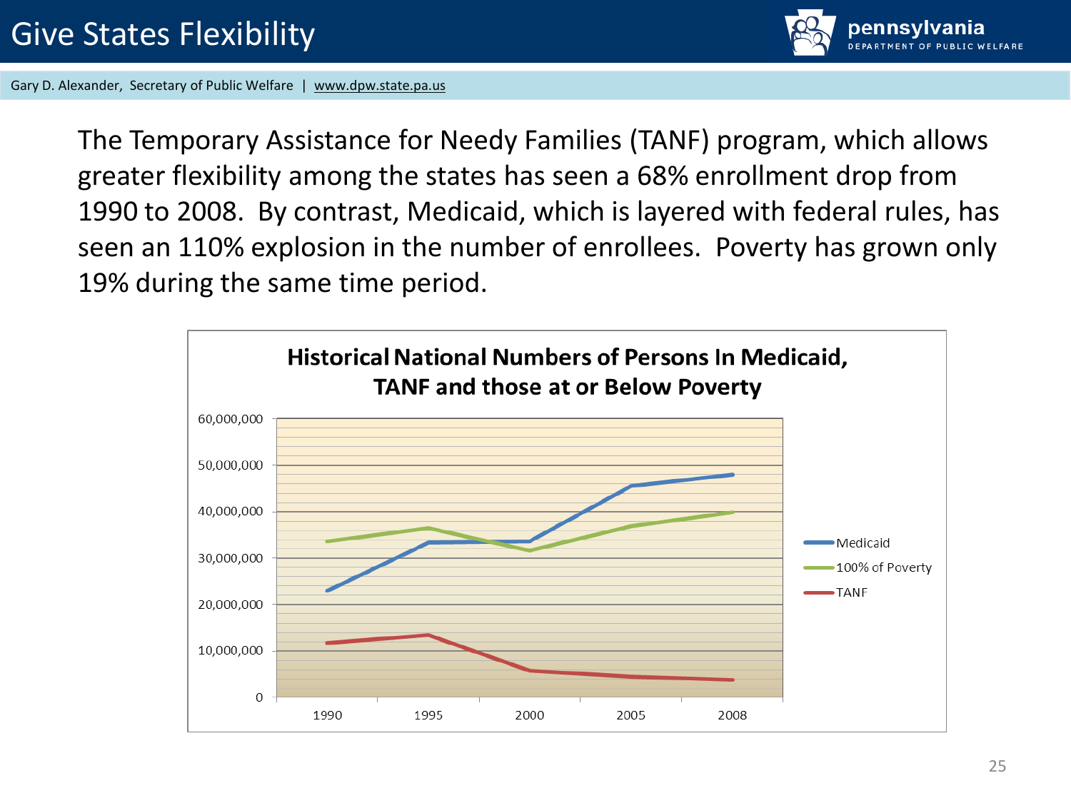# Give States Flexibility

Gary D. Alexander, Secretary of Public Welfare | www.dpw.state.pa.us

The Temporary Assistance for Needy Families (TANF) program, which allows greater flexibility among the states has seen a 68% enrollment drop from 1990 to 2008. By contrast, Medicaid, which is layered with federal rules, has seen an 110% explosion in the number of enrollees. Poverty has grown only 19% during the same time period.

**Historical National Numbers of Persons In Medicaid, TANF and those at or Below Poverty**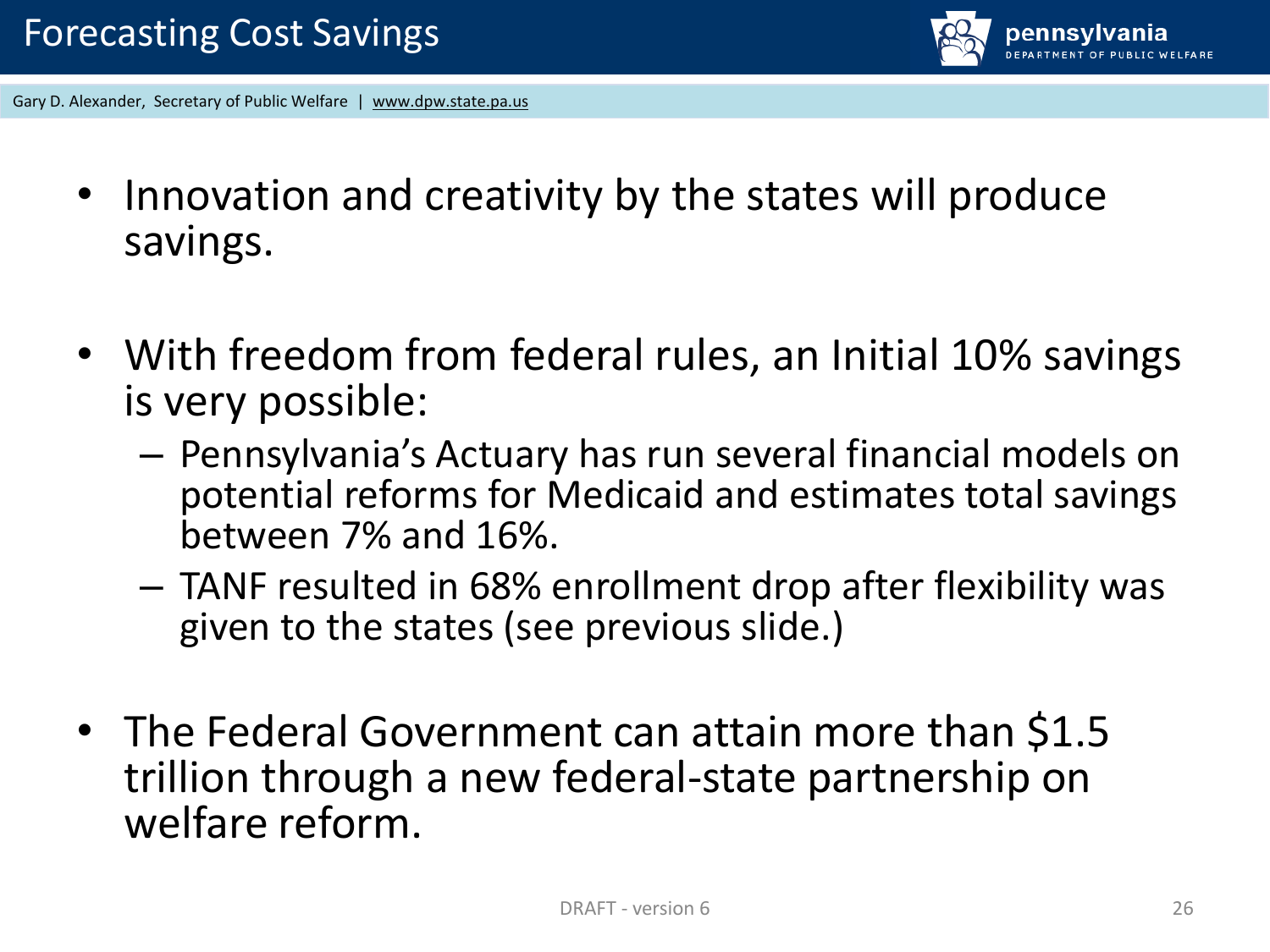# Forecasting Cost Savings

Gary D. Alexander, Secretary of Public Welfare | www.dpw.state.pa.us

- Innovation and creativity by the states will produce savings.
- With freedom from federal rules, an Initial 10% savings is very possible:
  - Pennsylvania's Actuary has run several financial models on potential reforms for Medicaid and estimates total savings between 7% and 16%.
  - TANF resulted in 68% enrollment drop after flexibility was given to the states (see previous slide.)
- The Federal Government can attain more than $1.5 trillion through a new federal-state partnership on welfare reform.

DRAFT - version 6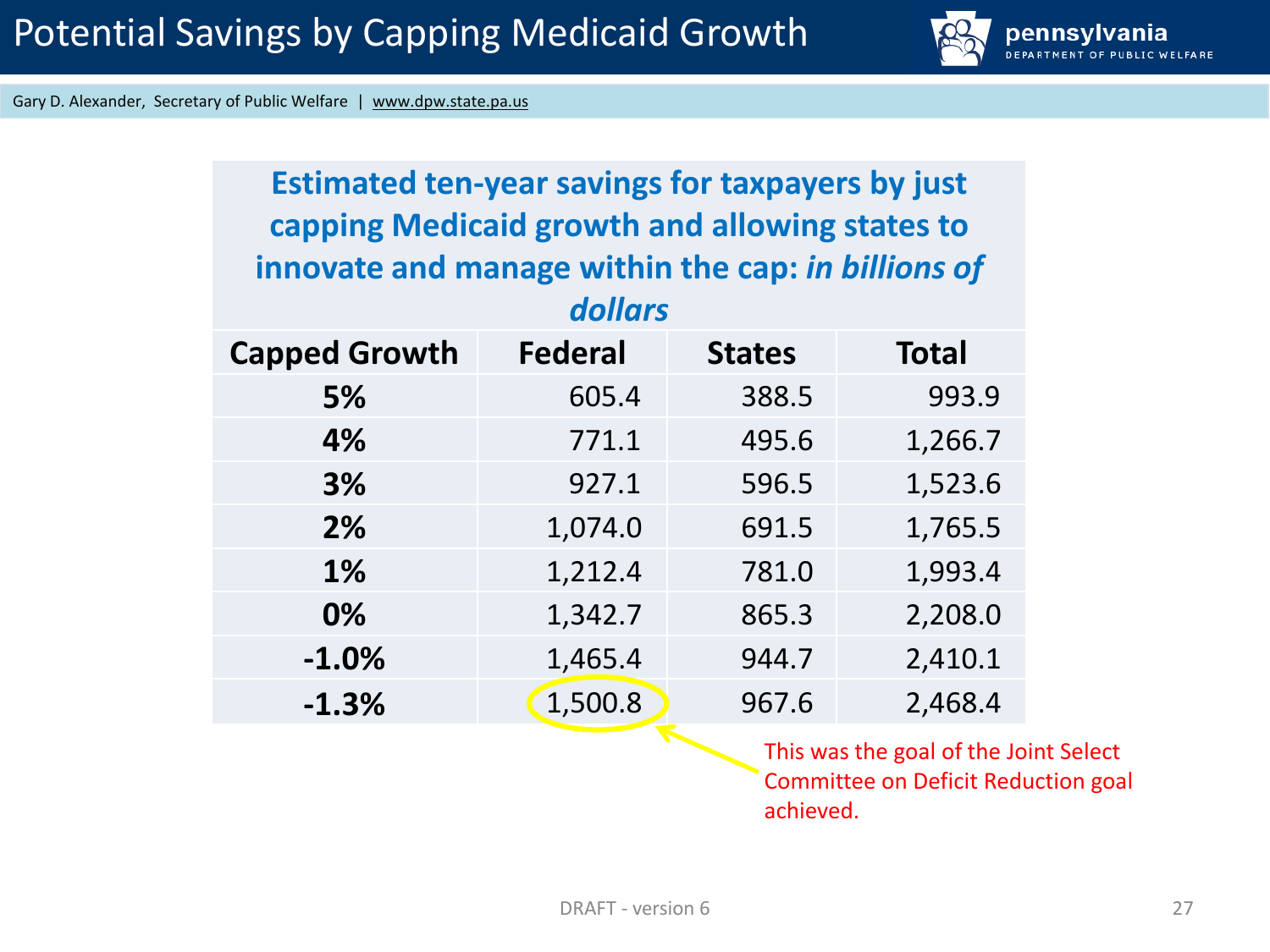# Potential Savings by Capping Medicaid Growth

Gary D. Alexander, Secretary of Public Welfare | www.dpw.state.pa.us

**Estimated ten-year savings for taxpayers by just capping Medicaid growth and allowing states to innovate and manage within the cap: *in billions of dollars***

| Capped Growth | Federal | States | Total |
|---|---|---|---|
| **5%** | 605.4 | 388.5 | 993.9 |
| **4%** | 771.1 | 495.6 | 1,266.7 |
| **3%** | 927.1 | 596.5 | 1,523.6 |
| **2%** | 1,074.0 | 691.5 | 1,765.5 |
| **1%** | 1,212.4 | 781.0 | 1,993.4 |
| **0%** | 1,342.7 | 865.3 | 2,208.0 |
| **-1.0%** | 1,465.4 | 944.7 | 2,410.1 |
| **-1.3%** | 1,500.8 | 967.6 | 2,468.4 |

This was the goal of the Joint Select Committee on Deficit Reduction goal achieved.

DRAFT - version 6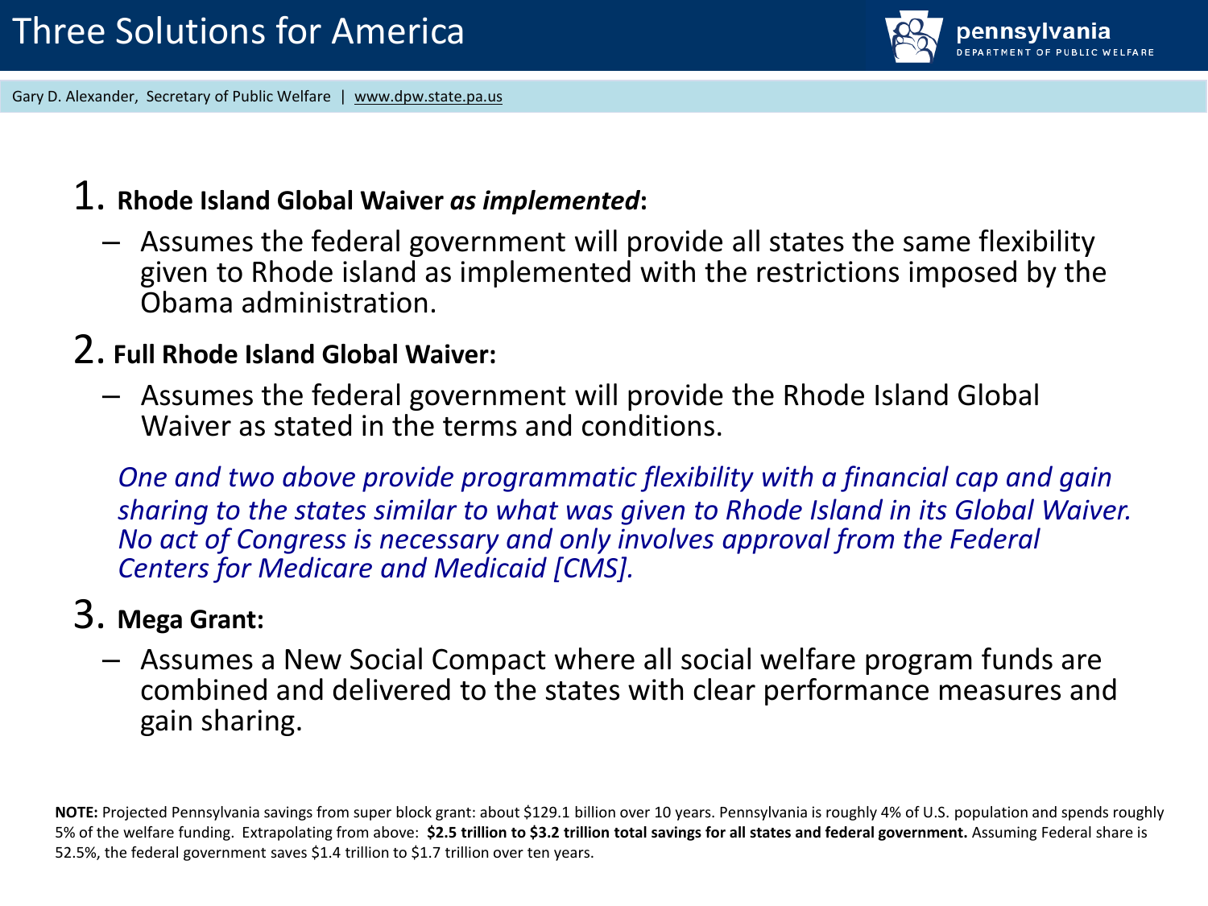# Three Solutions for America

Gary D. Alexander, Secretary of Public Welfare | www.dpw.state.pa.us

1. **Rhode Island Global Waiver *as implemented*:**
   - Assumes the federal government will provide all states the same flexibility given to Rhode island as implemented with the restrictions imposed by the Obama administration.
2. **Full Rhode Island Global Waiver:**
   - Assumes the federal government will provide the Rhode Island Global Waiver as stated in the terms and conditions.

*One and two above provide programmatic flexibility with a financial cap and gain sharing to the states similar to what was given to Rhode Island in its Global Waiver. No act of Congress is necessary and only involves approval from the Federal Centers for Medicare and Medicaid [CMS].*

3. **Mega Grant:**
   - Assumes a New Social Compact where all social welfare program funds are combined and delivered to the states with clear performance measures and gain sharing.

**NOTE:** Projected Pennsylvania savings from super block grant: about $129.1 billion over 10 years. Pennsylvania is roughly 4% of U.S. population and spends roughly 5% of the welfare funding. Extrapolating from above: **$2.5 trillion to $3.2 trillion total savings for all states and federal government.** Assuming Federal share is 52.5%, the federal government saves $1.4 trillion to $1.7 trillion over ten years.